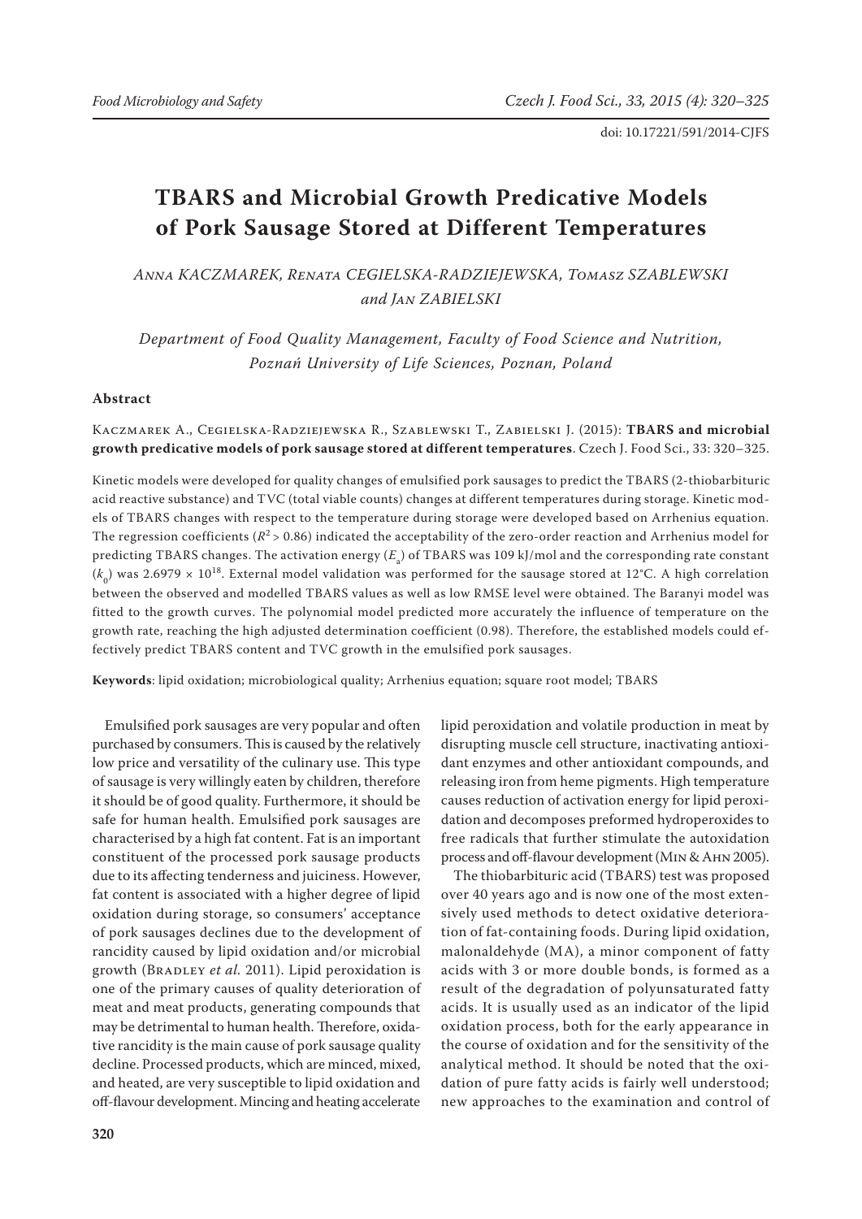doi: 10.17221/591/2014-CJFS

# TBARS and Microbial Growth Predicative Models of Pork Sausage Stored at Different Temperatures

*Anna KACZMAREK, Renata CEGIELSKA-RADZIEJEWSKA, Tomasz SZABLEWSKI and Jan ZABIELSKI*

*Department of Food Quality Management, Faculty of Food Science and Nutrition, Poznań University of Life Sciences, Poznan, Poland*

### Abstract

Kaczmarek A., Cegielska-Radziejewska R., Szablewski T., Zabielski J. (2015): **TBARS and microbial growth predicative models of pork sausage stored at different temperatures**. Czech J. Food Sci., 33: 320–325.

Kinetic models were developed for quality changes of emulsified pork sausages to predict the TBARS (2-thiobarbituric acid reactive substance) and TVC (total viable counts) changes at different temperatures during storage. Kinetic models of TBARS changes with respect to the temperature during storage were developed based on Arrhenius equation. The regression coefficients ($R^2 > 0.86$) indicated the acceptability of the zero-order reaction and Arrhenius model for predicting TBARS changes. The activation energy ($E_a$) of TBARS was 109 kJ/mol and the corresponding rate constant ($k_0$) was $2.6979 \times 10^{18}$. External model validation was performed for the sausage stored at 12°C. A high correlation between the observed and modelled TBARS values as well as low RMSE level were obtained. The Baranyi model was fitted to the growth curves. The polynomial model predicted more accurately the influence of temperature on the growth rate, reaching the high adjusted determination coefficient (0.98). Therefore, the established models could effectively predict TBARS content and TVC growth in the emulsified pork sausages.

**Keywords**: lipid oxidation; microbiological quality; Arrhenius equation; square root model; TBARS

Emulsified pork sausages are very popular and often purchased by consumers. This is caused by the relatively low price and versatility of the culinary use. This type of sausage is very willingly eaten by children, therefore it should be of good quality. Furthermore, it should be safe for human health. Emulsified pork sausages are characterised by a high fat content. Fat is an important constituent of the processed pork sausage products due to its affecting tenderness and juiciness. However, fat content is associated with a higher degree of lipid oxidation during storage, so consumers' acceptance of pork sausages declines due to the development of rancidity caused by lipid oxidation and/or microbial growth (Bradley *et al.* 2011). Lipid peroxidation is one of the primary causes of quality deterioration of meat and meat products, generating compounds that may be detrimental to human health. Therefore, oxidative rancidity is the main cause of pork sausage quality decline. Processed products, which are minced, mixed, and heated, are very susceptible to lipid oxidation and off-flavour development. Mincing and heating accelerate lipid peroxidation and volatile production in meat by disrupting muscle cell structure, inactivating antioxidant enzymes and other antioxidant compounds, and releasing iron from heme pigments. High temperature causes reduction of activation energy for lipid peroxidation and decomposes preformed hydroperoxides to free radicals that further stimulate the autoxidation process and off-flavour development (Min & Ahn 2005).

The thiobarbituric acid (TBARS) test was proposed over 40 years ago and is now one of the most extensively used methods to detect oxidative deterioration of fat-containing foods. During lipid oxidation, malonaldehyde (MA), a minor component of fatty acids with 3 or more double bonds, is formed as a result of the degradation of polyunsaturated fatty acids. It is usually used as an indicator of the lipid oxidation process, both for the early appearance in the course of oxidation and for the sensitivity of the analytical method. It should be noted that the oxidation of pure fatty acids is fairly well understood; new approaches to the examination and control of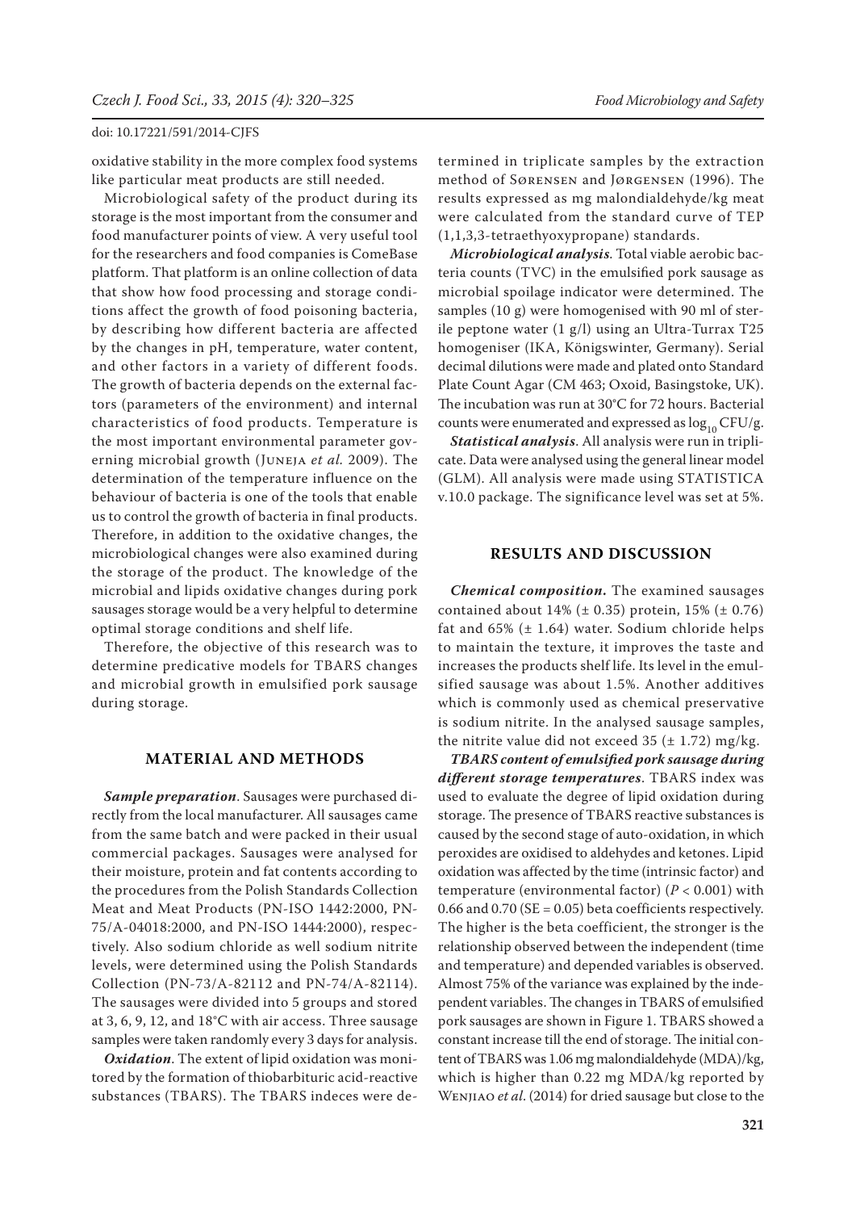oxidative stability in the more complex food systems like particular meat products are still needed.

Microbiological safety of the product during its storage is the most important from the consumer and food manufacturer points of view. A very useful tool for the researchers and food companies is ComeBase platform. That platform is an online collection of data that show how food processing and storage conditions affect the growth of food poisoning bacteria, by describing how different bacteria are affected by the changes in pH, temperature, water content, and other factors in a variety of different foods. The growth of bacteria depends on the external factors (parameters of the environment) and internal characteristics of food products. Temperature is the most important environmental parameter governing microbial growth (Juneja *et al.* 2009). The determination of the temperature influence on the behaviour of bacteria is one of the tools that enable us to control the growth of bacteria in final products. Therefore, in addition to the oxidative changes, the microbiological changes were also examined during the storage of the product. The knowledge of the microbial and lipids oxidative changes during pork sausages storage would be a very helpful to determine optimal storage conditions and shelf life.

Therefore, the objective of this research was to determine predicative models for TBARS changes and microbial growth in emulsified pork sausage during storage.

## MATERIAL AND METHODS

***Sample preparation***. Sausages were purchased directly from the local manufacturer. All sausages came from the same batch and were packed in their usual commercial packages. Sausages were analysed for their moisture, protein and fat contents according to the procedures from the Polish Standards Collection Meat and Meat Products (PN-ISO 1442:2000, PN-75/A-04018:2000, and PN-ISO 1444:2000), respectively. Also sodium chloride as well sodium nitrite levels, were determined using the Polish Standards Collection (PN-73/A-82112 and PN-74/A-82114). The sausages were divided into 5 groups and stored at 3, 6, 9, 12, and 18°C with air access. Three sausage samples were taken randomly every 3 days for analysis.

***Oxidation***. The extent of lipid oxidation was monitored by the formation of thiobarbituric acid-reactive substances (TBARS). The TBARS indeces were determined in triplicate samples by the extraction method of Sørensen and Jørgensen (1996). The results expressed as mg malondialdehyde/kg meat were calculated from the standard curve of TEP (1,1,3,3-tetraethyoxypropane) standards.

***Microbiological analysis***. Total viable aerobic bacteria counts (TVC) in the emulsified pork sausage as microbial spoilage indicator were determined. The samples (10 g) were homogenised with 90 ml of sterile peptone water (1 g/l) using an Ultra-Turrax T25 homogeniser (IKA, Königswinter, Germany). Serial decimal dilutions were made and plated onto Standard Plate Count Agar (CM 463; Oxoid, Basingstoke, UK). The incubation was run at 30°C for 72 hours. Bacterial counts were enumerated and expressed as $\log_{10}$ CFU/g.

***Statistical analysis***. All analysis were run in triplicate. Data were analysed using the general linear model (GLM). All analysis were made using STATISTICA v.10.0 package. The significance level was set at 5%.

## RESULTS AND DISCUSSION

***Chemical composition.*** The examined sausages contained about 14% (± 0.35) protein, 15% (± 0.76) fat and 65% (± 1.64) water. Sodium chloride helps to maintain the texture, it improves the taste and increases the products shelf life. Its level in the emulsified sausage was about 1.5%. Another additives which is commonly used as chemical preservative is sodium nitrite. In the analysed sausage samples, the nitrite value did not exceed 35 (± 1.72) mg/kg.

***TBARS content of emulsified pork sausage during different storage temperatures***. TBARS index was used to evaluate the degree of lipid oxidation during storage. The presence of TBARS reactive substances is caused by the second stage of auto-oxidation, in which peroxides are oxidised to aldehydes and ketones. Lipid oxidation was affected by the time (intrinsic factor) and temperature (environmental factor) ($P < 0.001$) with 0.66 and 0.70 (SE = 0.05) beta coefficients respectively. The higher is the beta coefficient, the stronger is the relationship observed between the independent (time and temperature) and depended variables is observed. Almost 75% of the variance was explained by the independent variables. The changes in TBARS of emulsified pork sausages are shown in Figure 1. TBARS showed a constant increase till the end of storage. The initial content of TBARS was 1.06 mg malondialdehyde (MDA)/kg, which is higher than 0.22 mg MDA/kg reported by Wenjiao *et al*. (2014) for dried sausage but close to the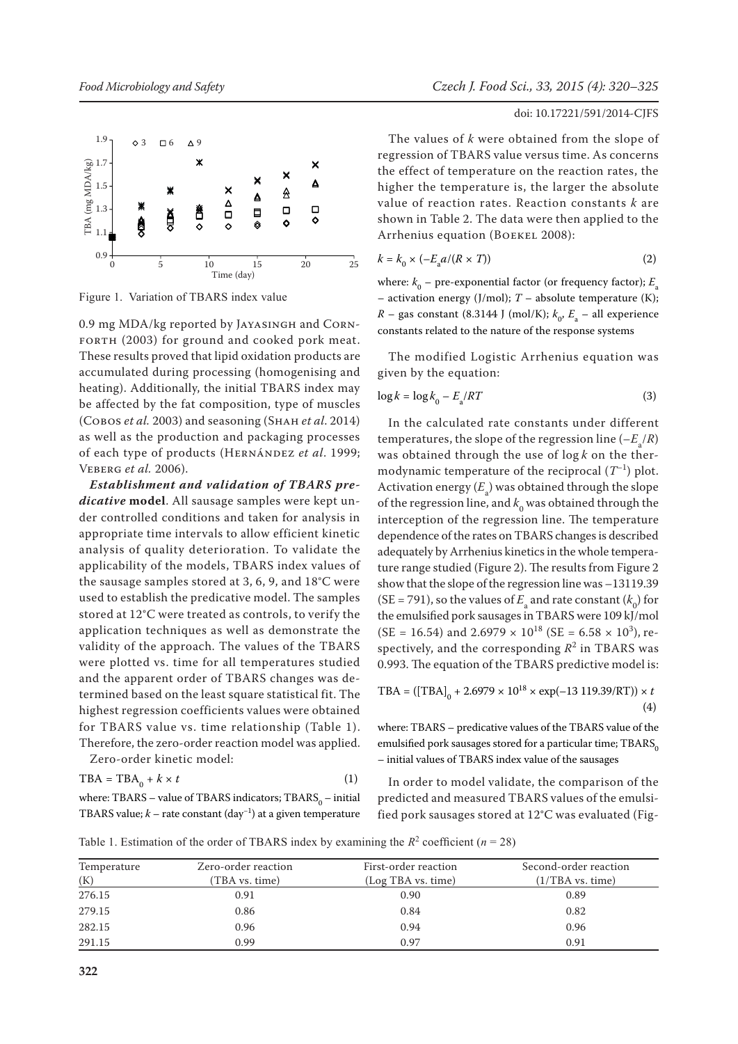Figure 1. Variation of TBARS index value

0.9 mg MDA/kg reported by Jayasingh and Cornforth (2003) for ground and cooked pork meat. These results proved that lipid oxidation products are accumulated during processing (homogenising and heating). Additionally, the initial TBARS index may be affected by the fat composition, type of muscles (Cobos *et al.* 2003) and seasoning (Shah *et al*. 2014) as well as the production and packaging processes of each type of products (Hernández *et al*. 1999; Veberg *et al.* 2006).

***Establishment and validation of TBARS predicative* model**. All sausage samples were kept under controlled conditions and taken for analysis in appropriate time intervals to allow efficient kinetic analysis of quality deterioration. To validate the applicability of the models, TBARS index values of the sausage samples stored at 3, 6, 9, and 18°C were used to establish the predicative model. The samples stored at 12°C were treated as controls, to verify the application techniques as well as demonstrate the validity of the approach. The values of the TBARS were plotted vs. time for all temperatures studied and the apparent order of TBARS changes was determined based on the least square statistical fit. The highest regression coefficients values were obtained for TBARS value vs. time relationship (Table 1). Therefore, the zero-order reaction model was applied.

Zero-order kinetic model:

$$\text{TBA} = \text{TBA}_0 + k \times t \tag{1}$$

where: TBARS – value of TBARS indicators; $\text{TBARS}_0$ – initial TBARS value; $k$ – rate constant (day$^{-1}$) at a given temperature

The values of $k$ were obtained from the slope of regression of TBARS value versus time. As concerns the effect of temperature on the reaction rates, the higher the temperature is, the larger the absolute value of reaction rates. Reaction constants $k$ are shown in Table 2. The data were then applied to the Arrhenius equation (Boekel 2008):

$$k = k_0 \times (-E_a a/(R \times T)) \tag{2}$$

where: $k_0$ – pre-exponential factor (or frequency factor); $E_a$ – activation energy (J/mol); $T$ – absolute temperature (K); $R$ – gas constant (8.3144 J (mol/K); $k_0$, $E_a$ – all experience constants related to the nature of the response systems

The modified Logistic Arrhenius equation was given by the equation:

$$\log k = \log k_0 - E_a/RT \tag{3}$$

In the calculated rate constants under different temperatures, the slope of the regression line ($-E_a/R$) was obtained through the use of $\log k$ on the thermodynamic temperature of the reciprocal ($T^{-1}$) plot. Activation energy ($E_a$) was obtained through the slope of the regression line, and $k_0$ was obtained through the interception of the regression line. The temperature dependence of the rates on TBARS changes is described adequately by Arrhenius kinetics in the whole temperature range studied (Figure 2). The results from Figure 2 show that the slope of the regression line was –13119.39 (SE = 791), so the values of $E_a$ and rate constant ($k_0$) for the emulsified pork sausages in TBARS were 109 kJ/mol (SE = 16.54) and $2.6979 \times 10^{18}$ (SE = $6.58 \times 10^3$), respectively, and the corresponding $R^2$ in TBARS was 0.993. The equation of the TBARS predictive model is:

$$\text{TBA} = ([\text{TBA}]_0 + 2.6979 \times 10^{18} \times \exp(-13\,119.39/\text{RT})) \times t \tag{4}$$

where: TBARS – predicative values of the TBARS value of the emulsified pork sausages stored for a particular time; $\text{TBARS}_0$ – initial values of TBARS index value of the sausages

In order to model validate, the comparison of the predicted and measured TBARS values of the emulsified pork sausages stored at 12°C was evaluated (Fig-

Table 1. Estimation of the order of TBARS index by examining the $R^2$ coefficient ($n = 28$)

| Temperature (K) | Zero-order reaction (TBA vs. time) | First-order reaction (Log TBA vs. time) | Second-order reaction (1/TBA vs. time) |
|---|---|---|---|
| 276.15 | 0.91 | 0.90 | 0.89 |
| 279.15 | 0.86 | 0.84 | 0.82 |
| 282.15 | 0.96 | 0.94 | 0.96 |
| 291.15 | 0.99 | 0.97 | 0.91 |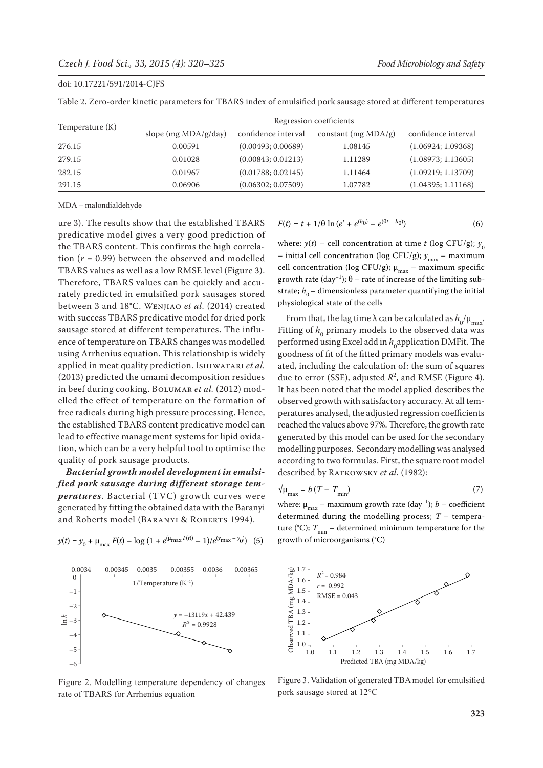Table 2. Zero-order kinetic parameters for TBARS index of emulsified pork sausage stored at different temperatures

| Temperature (K) | Regression coefficients | | | |
|---|---|---|---|---|
| | slope (mg MDA/g/day) | confidence interval | constant (mg MDA/g) | confidence interval |
| 276.15 | 0.00591 | (0.00493; 0.00689) | 1.08145 | (1.06924; 1.09368) |
| 279.15 | 0.01028 | (0.00843; 0.01213) | 1.11289 | (1.08973; 1.13605) |
| 282.15 | 0.01967 | (0.01788; 0.02145) | 1.11464 | (1.09219; 1.13709) |
| 291.15 | 0.06906 | (0.06302; 0.07509) | 1.07782 | (1.04395; 1.11168) |

MDA – malondialdehyde

ure 3). The results show that the established TBARS predicative model gives a very good prediction of the TBARS content. This confirms the high correlation ($r = 0.99$) between the observed and modelled TBARS values as well as a low RMSE level (Figure 3). Therefore, TBARS values can be quickly and accurately predicted in emulsified pork sausages stored between 3 and 18°C. Wenjiao *et al*. (2014) created with success TBARS predicative model for dried pork sausage stored at different temperatures. The influence of temperature on TBARS changes was modelled using Arrhenius equation. This relationship is widely applied in meat quality prediction. Ishiwatari *et al.* (2013) predicted the umami decomposition residues in beef during cooking. Bolumar *et al.* (2012) modelled the effect of temperature on the formation of free radicals during high pressure processing. Hence, the established TBARS content predicative model can lead to effective management systems for lipid oxidation, which can be a very helpful tool to optimise the quality of pork sausage products.

***Bacterial growth model development in emulsified pork sausage during different storage temperatures***. Bacterial (TVC) growth curves were generated by fitting the obtained data with the Baranyi and Roberts model (Baranyi & Roberts 1994).

$$y(t) = y_0 + \mu_{max} F(t) - \log\left(1 + e^{(\mu_{max} F(t))} - 1\right)/e^{(y_{max} - y_0)} \quad (5)$$

$$F(t) = t + 1/\theta \ln\left(e^{t} + e^{(h_0)} - e^{(\theta t - h_0)}\right) \quad (6)$$

where: $y(t)$ – cell concentration at time $t$ (log CFU/g); $y_0$ – initial cell concentration (log CFU/g); $y_{max}$ – maximum cell concentration (log CFU/g); $\mu_{max}$ – maximum specific growth rate (day$^{-1}$); $\theta$ – rate of increase of the limiting substrate; $h_0$ – dimensionless parameter quantifying the initial physiological state of the cells

From that, the lag time $\lambda$ can be calculated as $h_0/\mu_{max}$. Fitting of $h_0$ primary models to the observed data was performed using Excel add in $h_0$application DMFit. The goodness of fit of the fitted primary models was evaluated, including the calculation of: the sum of squares due to error (SSE), adjusted $R^2$, and RMSE (Figure 4). It has been noted that the model applied describes the observed growth with satisfactory accuracy. At all temperatures analysed, the adjusted regression coefficients reached the values above 97%. Therefore, the growth rate generated by this model can be used for the secondary modelling purposes. Secondary modelling was analysed according to two formulas. First, the square root model described by Ratkowsky *et al.* (1982):

$$\sqrt{\mu_{max}} = b\,(T - T_{min}) \quad (7)$$

where: $\mu_{max}$ – maximum growth rate (day$^{-1}$); $b$ – coefficient determined during the modelling process; $T$ – temperature (°C); $T_{min}$ – determined minimum temperature for the growth of microorganisms (°C)

Figure 2. Modelling temperature dependency of changes rate of TBARS for Arrhenius equation

Figure 3. Validation of generated TBA model for emulsified pork sausage stored at 12°C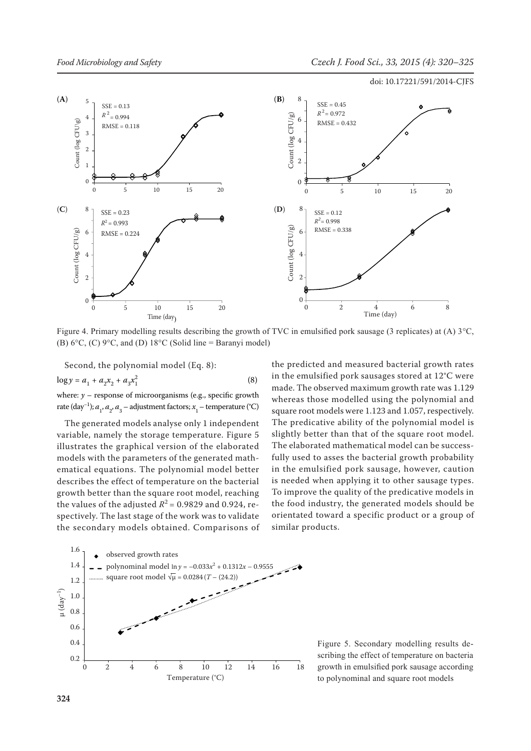Figure 4. Primary modelling results describing the growth of TVC in emulsified pork sausage (3 replicates) at (A) 3°C, (B) 6°C, (C) 9°C, and (D) 18°C (Solid line = Baranyi model)

Second, the polynomial model (Eq. 8):

$$\log y = a_1 + a_2 x_2 + a_3 x_1^2 \quad (8)$$

where: $y$ – response of microorganisms (e.g., specific growth rate (day$^{-1}$); $a_1$, $a_2$, $a_3$ – adjustment factors; $x_1$ – temperature (°C)

The generated models analyse only 1 independent variable, namely the storage temperature. Figure 5 illustrates the graphical version of the elaborated models with the parameters of the generated mathematical equations. The polynomial model better describes the effect of temperature on the bacterial growth better than the square root model, reaching the values of the adjusted $R^2 = 0.9829$ and 0.924, respectively. The last stage of the work was to validate the secondary models obtained. Comparisons of the predicted and measured bacterial growth rates in the emulsified pork sausages stored at 12°C were made. The observed maximum growth rate was 1.129 whereas those modelled using the polynomial and square root models were 1.123 and 1.057, respectively. The predicative ability of the polynomial model is slightly better than that of the square root model. The elaborated mathematical model can be successfully used to asses the bacterial growth probability in the emulsified pork sausage, however, caution is needed when applying it to other sausage types. To improve the quality of the predicative models in the food industry, the generated models should be orientated toward a specific product or a group of similar products.

Figure 5. Secondary modelling results describing the effect of temperature on bacteria growth in emulsified pork sausage according to polynominal and square root models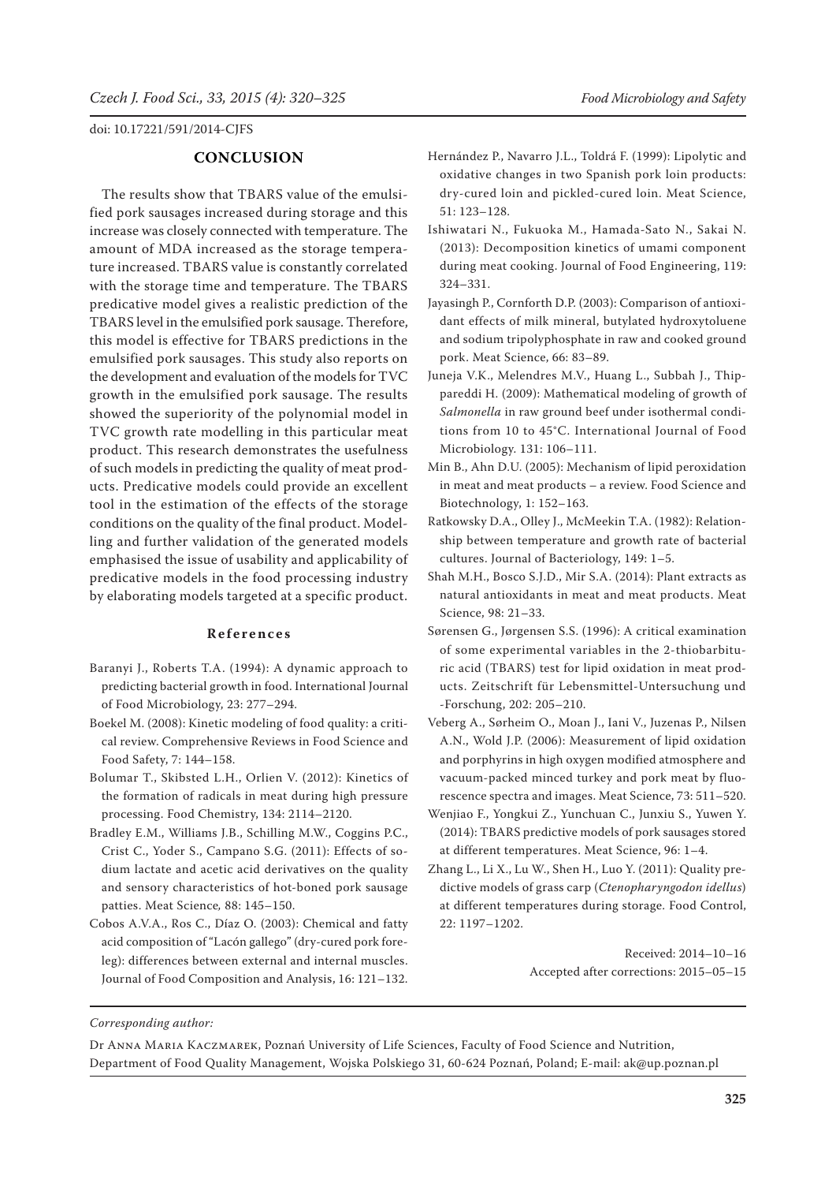## CONCLUSION

The results show that TBARS value of the emulsified pork sausages increased during storage and this increase was closely connected with temperature. The amount of MDA increased as the storage temperature increased. TBARS value is constantly correlated with the storage time and temperature. The TBARS predicative model gives a realistic prediction of the TBARS level in the emulsified pork sausage. Therefore, this model is effective for TBARS predictions in the emulsified pork sausages. This study also reports on the development and evaluation of the models for TVC growth in the emulsified pork sausage. The results showed the superiority of the polynomial model in TVC growth rate modelling in this particular meat product. This research demonstrates the usefulness of such models in predicting the quality of meat products. Predicative models could provide an excellent tool in the estimation of the effects of the storage conditions on the quality of the final product. Modelling and further validation of the generated models emphasised the issue of usability and applicability of predicative models in the food processing industry by elaborating models targeted at a specific product.

### References

Baranyi J., Roberts T.A. (1994): A dynamic approach to predicting bacterial growth in food. International Journal of Food Microbiology, 23: 277–294.

Boekel M. (2008): Kinetic modeling of food quality: a critical review. Comprehensive Reviews in Food Science and Food Safety, 7: 144–158.

Bolumar T., Skibsted L.H., Orlien V. (2012): Kinetics of the formation of radicals in meat during high pressure processing. Food Chemistry, 134: 2114–2120.

Bradley E.M., Williams J.B., Schilling M.W., Coggins P.C., Crist C., Yoder S., Campano S.G. (2011): Effects of sodium lactate and acetic acid derivatives on the quality and sensory characteristics of hot-boned pork sausage patties. Meat Science, 88: 145–150.

Cobos A.V.A., Ros C., Díaz O. (2003): Chemical and fatty acid composition of "Lacón gallego" (dry-cured pork foreleg): differences between external and internal muscles. Journal of Food Composition and Analysis, 16: 121–132.

Hernández P., Navarro J.L., Toldrá F. (1999): Lipolytic and oxidative changes in two Spanish pork loin products: dry-cured loin and pickled-cured loin. Meat Science, 51: 123–128.

Ishiwatari N., Fukuoka M., Hamada-Sato N., Sakai N. (2013): Decomposition kinetics of umami component during meat cooking. Journal of Food Engineering, 119: 324–331.

Jayasingh P., Cornforth D.P. (2003): Comparison of antioxidant effects of milk mineral, butylated hydroxytoluene and sodium tripolyphosphate in raw and cooked ground pork. Meat Science, 66: 83–89.

Juneja V.K., Melendres M.V., Huang L., Subbah J., Thippareddi H. (2009): Mathematical modeling of growth of *Salmonella* in raw ground beef under isothermal conditions from 10 to 45°C. International Journal of Food Microbiology. 131: 106–111.

Min B., Ahn D.U. (2005): Mechanism of lipid peroxidation in meat and meat products – a review. Food Science and Biotechnology, 1: 152–163.

Ratkowsky D.A., Olley J., McMeekin T.A. (1982): Relationship between temperature and growth rate of bacterial cultures. Journal of Bacteriology, 149: 1–5.

Shah M.H., Bosco S.J.D., Mir S.A. (2014): Plant extracts as natural antioxidants in meat and meat products. Meat Science, 98: 21–33.

Sørensen G., Jørgensen S.S. (1996): A critical examination of some experimental variables in the 2-thiobarbituric acid (TBARS) test for lipid oxidation in meat products. Zeitschrift für Lebensmittel-Untersuchung und -Forschung, 202: 205–210.

Veberg A., Sørheim O., Moan J., Iani V., Juzenas P., Nilsen A.N., Wold J.P. (2006): Measurement of lipid oxidation and porphyrins in high oxygen modified atmosphere and vacuum-packed minced turkey and pork meat by fluorescence spectra and images. Meat Science, 73: 511–520.

Wenjiao F., Yongkui Z., Yunchuan C., Junxiu S., Yuwen Y. (2014): TBARS predictive models of pork sausages stored at different temperatures. Meat Science, 96: 1–4.

Zhang L., Li X., Lu W., Shen H., Luo Y. (2011): Quality predictive models of grass carp (*Ctenopharyngodon idellus*) at different temperatures during storage. Food Control, 22: 1197–1202.

Received: 2014–10–16
Accepted after corrections: 2015–05–15

*Corresponding author:*

Dr Anna Maria Kaczmarek, Poznań University of Life Sciences, Faculty of Food Science and Nutrition, Department of Food Quality Management, Wojska Polskiego 31, 60-624 Poznań, Poland; E-mail: ak@up.poznan.pl